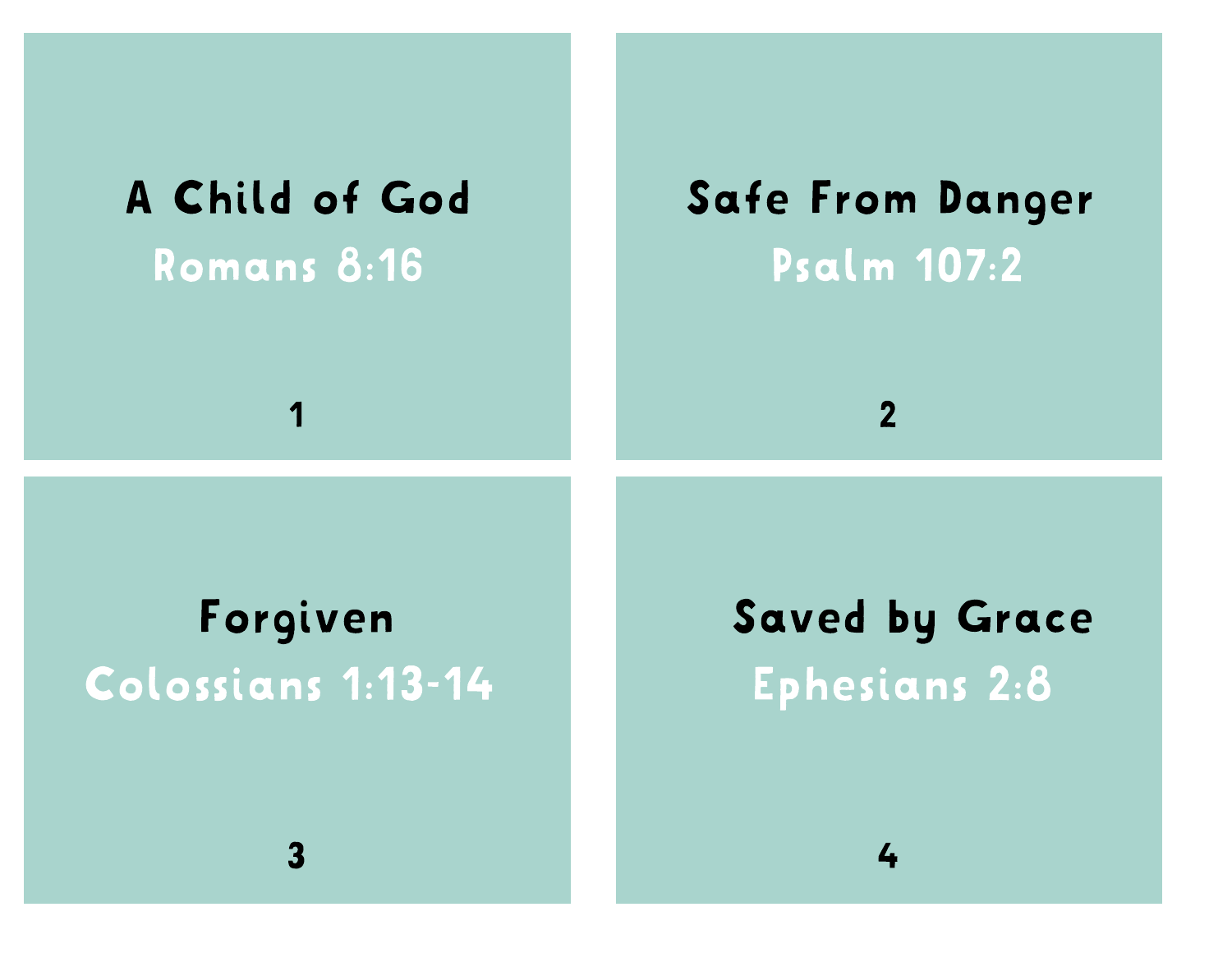**A Child of God**

Romans 8:16

1

**Safe From Danger**

Psalm 107:2

2

**Forgiven**

Colossians 1:13-14

3

**Saved by Grace**

Ephesians 2:8

4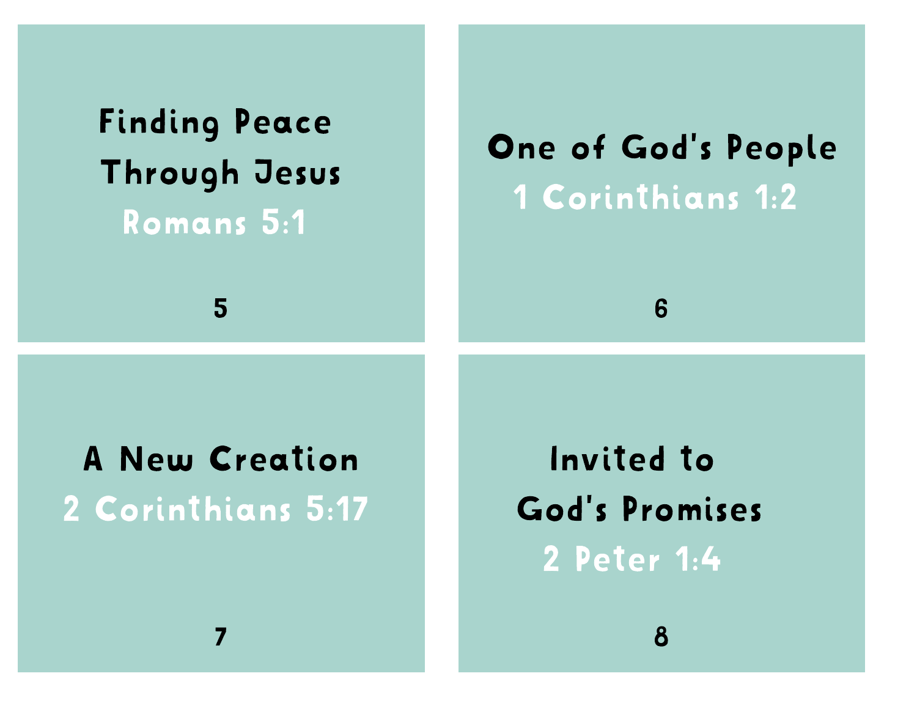Finding Peace Through Jesus

Romans 5:1

5

One of God's People

1 Corinthians 1:2

6

A New Creation

2 Corinthians 5:17

7

Invited to God's Promises

2 Peter 1:4

8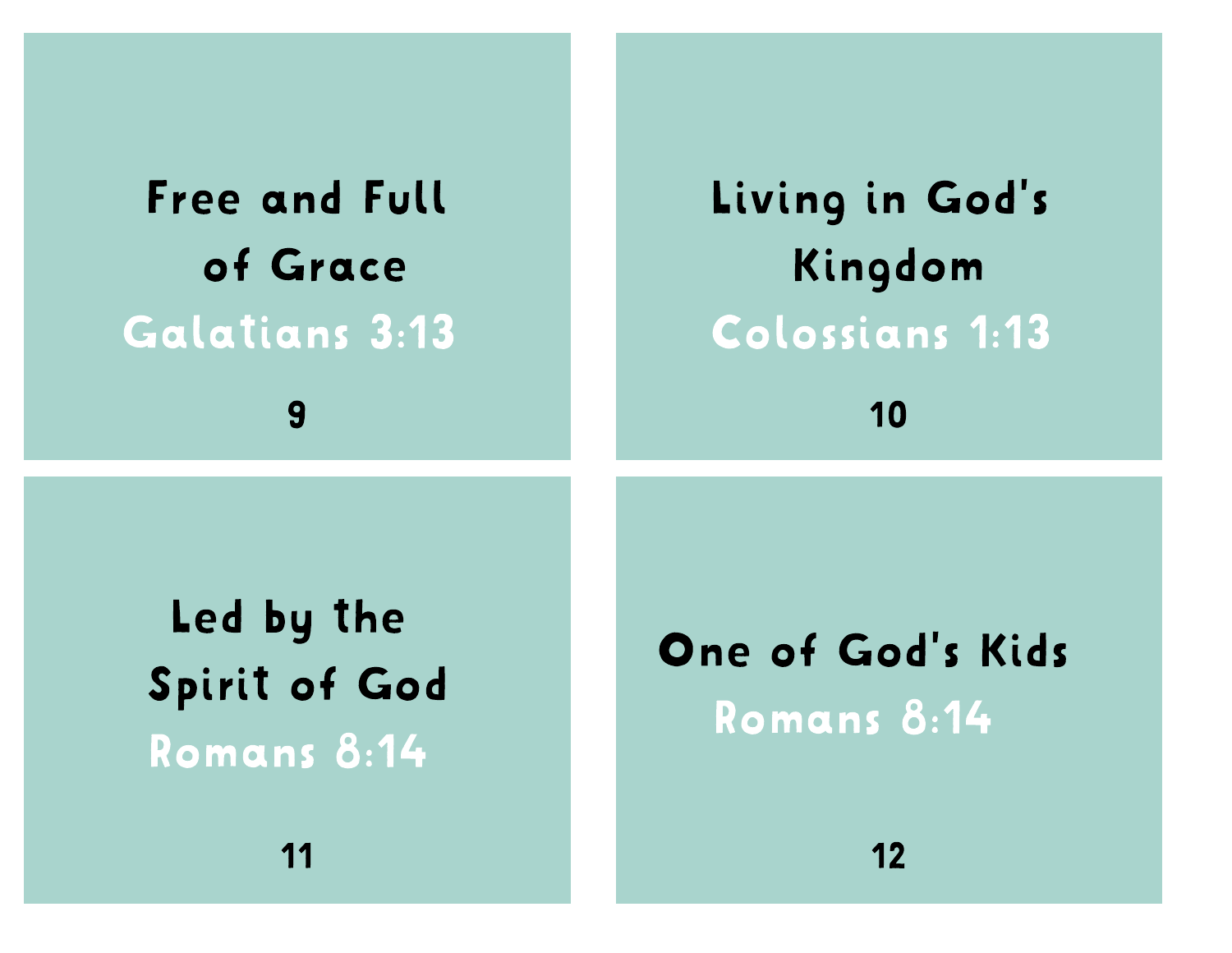Free and Full of Grace

Galatians 3:13

9

Living in God's Kingdom

Colossians 1:13

10

Led by the Spirit of God

Romans 8:14

11

One of God's Kids

Romans 8:14

12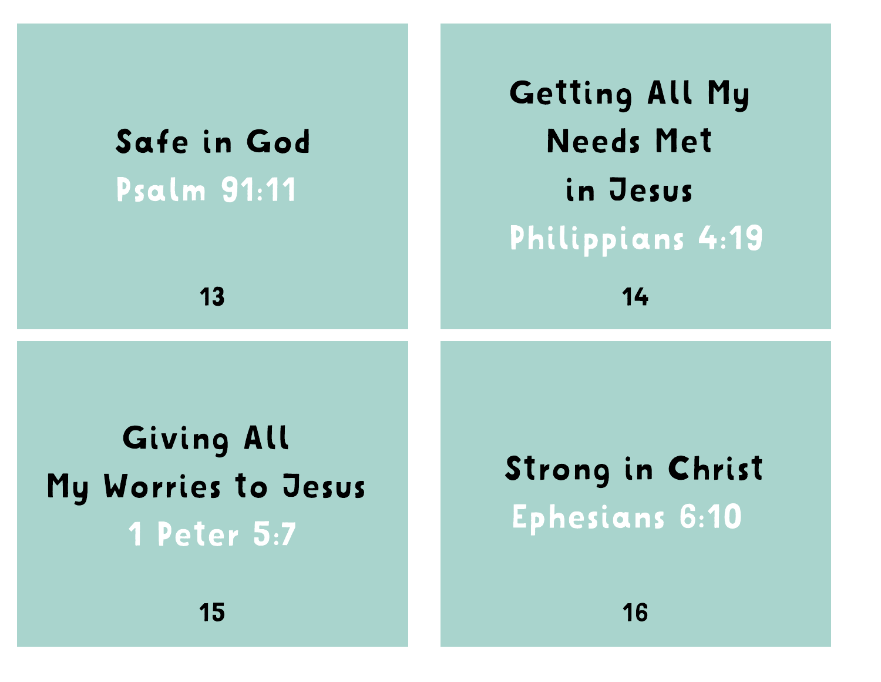**Safe in God**

Psalm 91:11

13

**Getting All My Needs Met in Jesus**

Philippians 4:19

14

**Giving All My Worries to Jesus**

1 Peter 5:7

15

**Strong in Christ**

Ephesians 6:10

16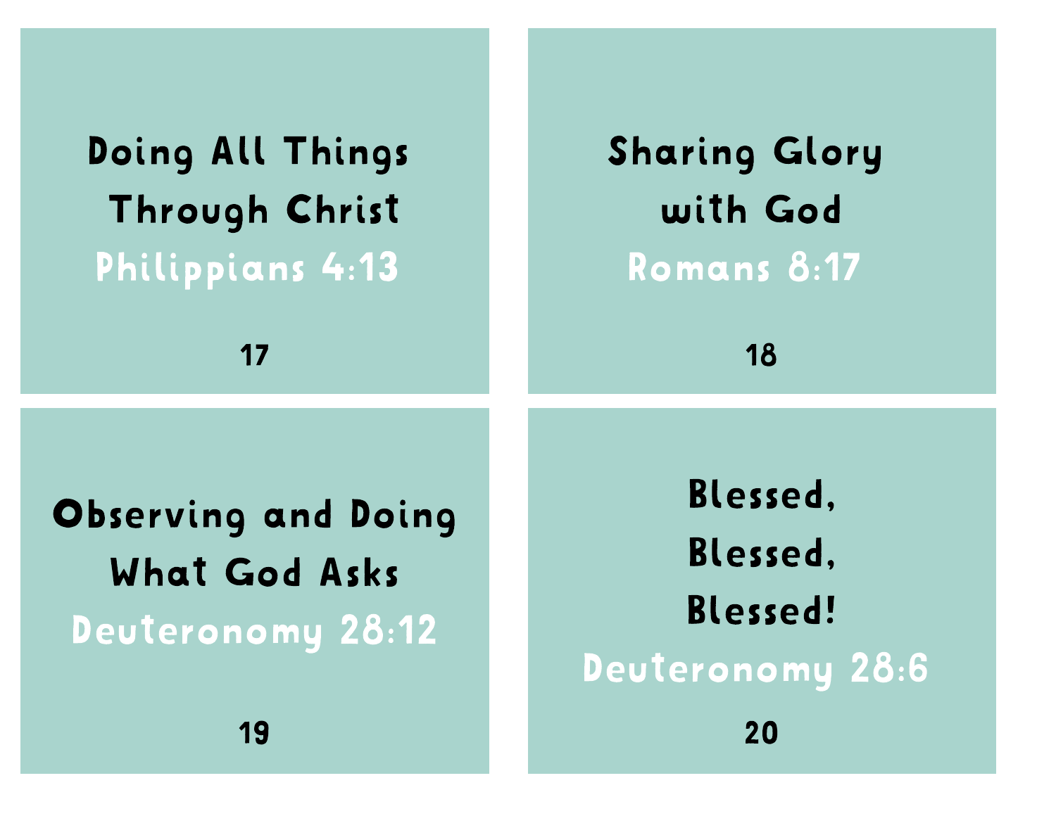**Doing All Things Through Christ**

Philippians 4:13

17

**Sharing Glory with God**

Romans 8:17

18

**Observing and Doing What God Asks**

Deuteronomy 28:12

19

**Blessed, Blessed, Blessed!**

Deuteronomy 28:6

20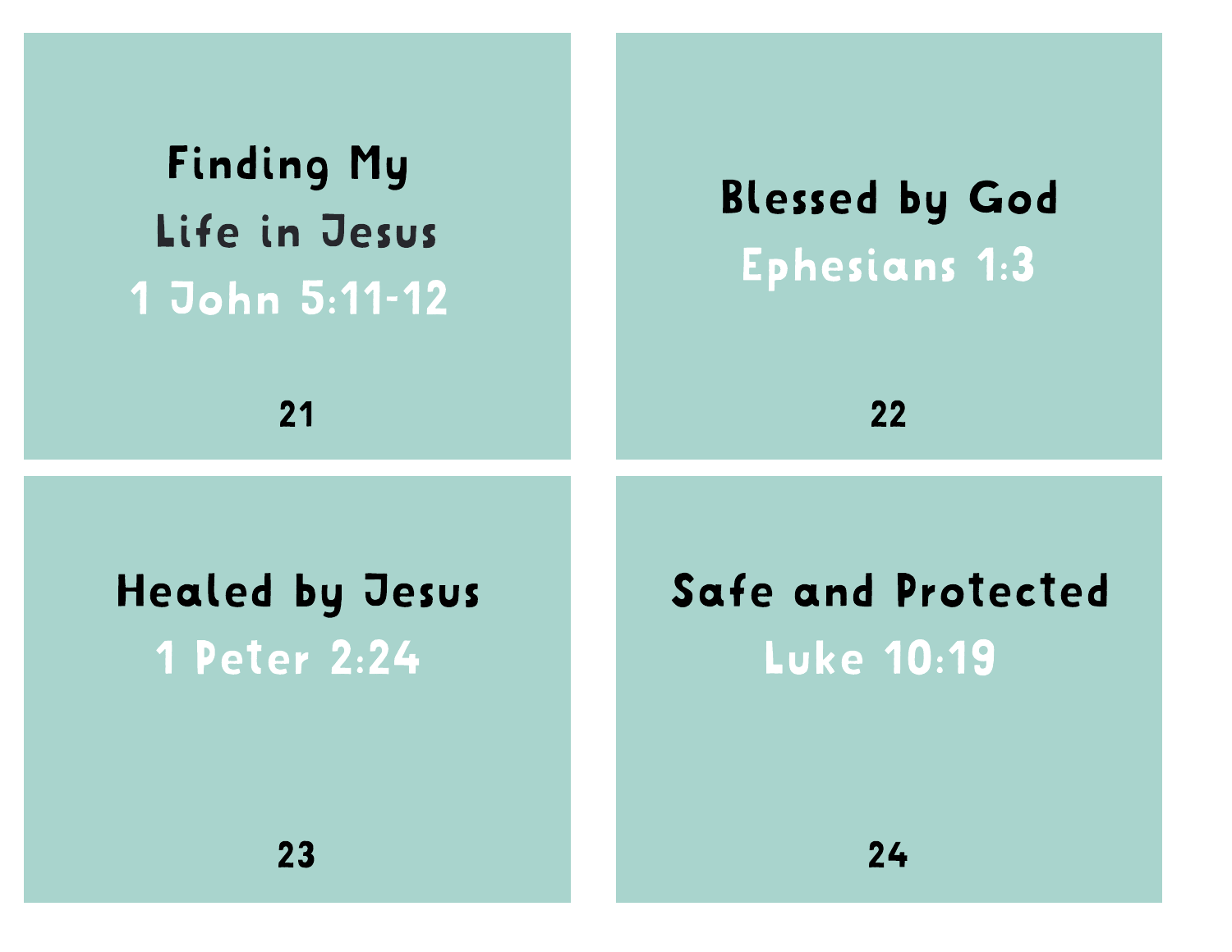**Finding My Life in Jesus**

1 John 5:11-12

21

**Blessed by God**

Ephesians 1:3

22

**Healed by Jesus**

1 Peter 2:24

23

**Safe and Protected**

Luke 10:19

24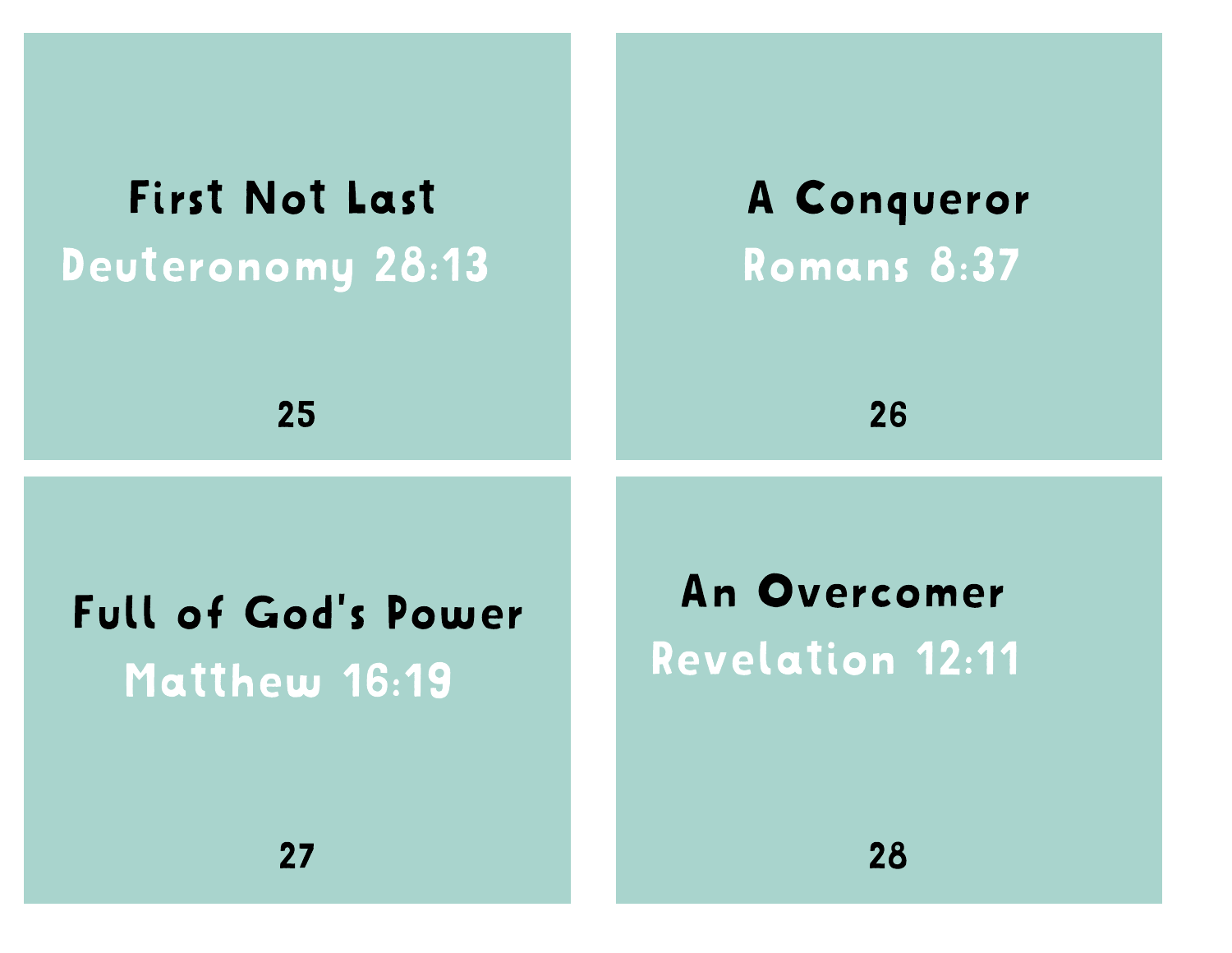**First Not Last**

Deuteronomy 28:13

25

**A Conqueror**

Romans 8:37

26

**Full of God's Power**

Matthew 16:19

27

**An Overcomer**

Revelation 12:11

28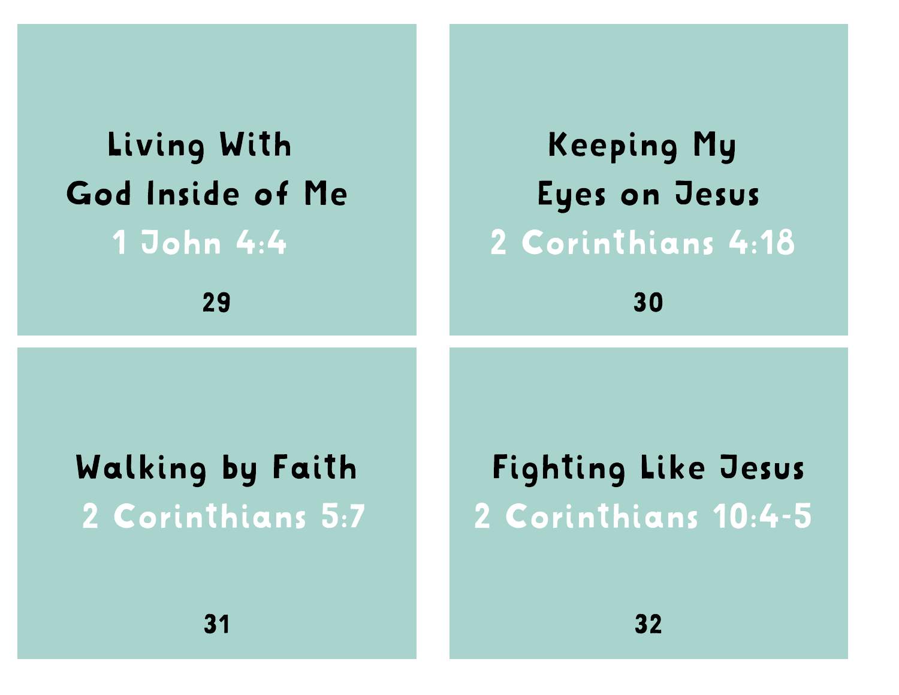Living With
God Inside of Me

1 John 4:4

29

Keeping My
Eyes on Jesus

2 Corinthians 4:18

30

Walking by Faith

2 Corinthians 5:7

31

Fighting Like Jesus

2 Corinthians 10:4-5

32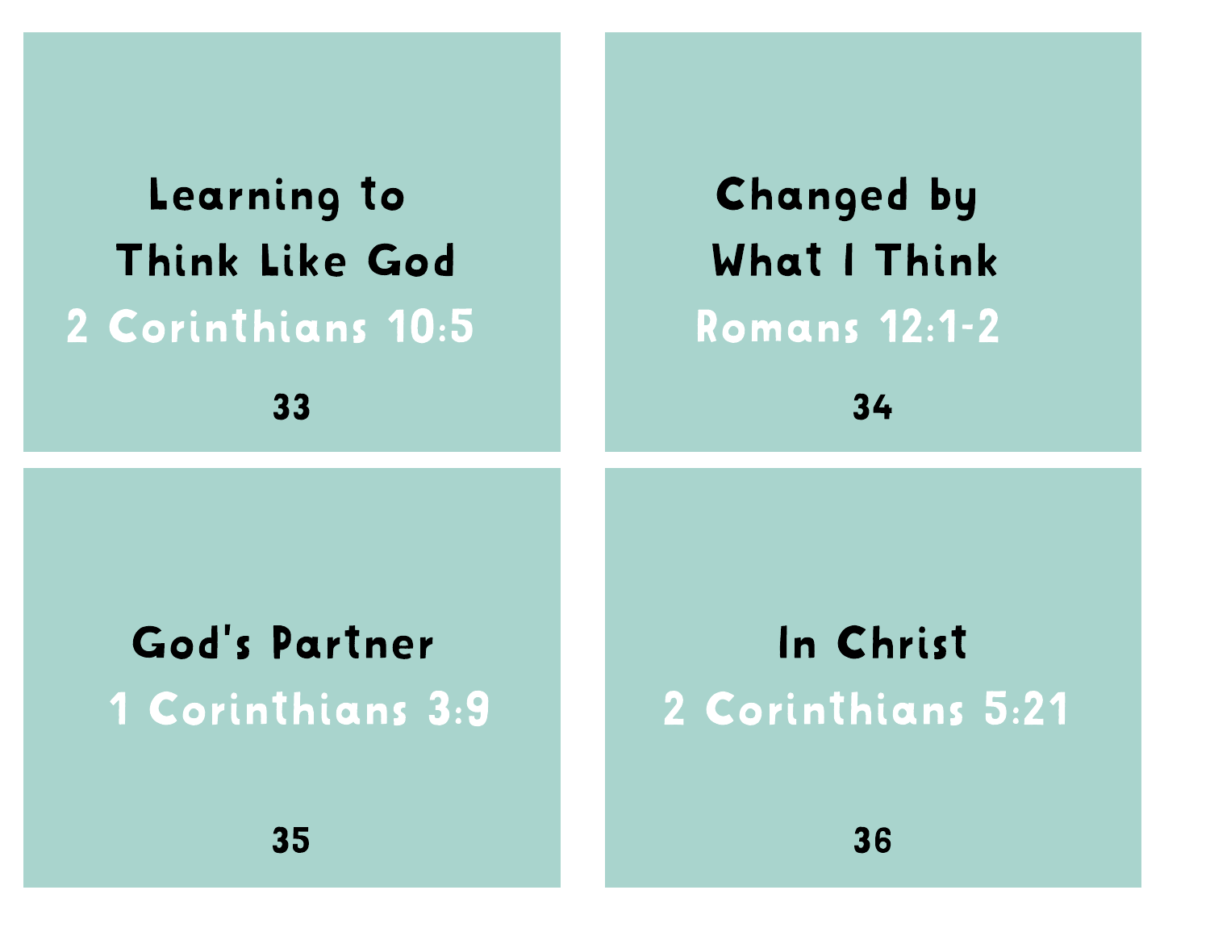**Learning to Think Like God**

2 Corinthians 10:5

33

**Changed by What I Think**

Romans 12:1-2

34

**God's Partner**

1 Corinthians 3:9

35

**In Christ**

2 Corinthians 5:21

36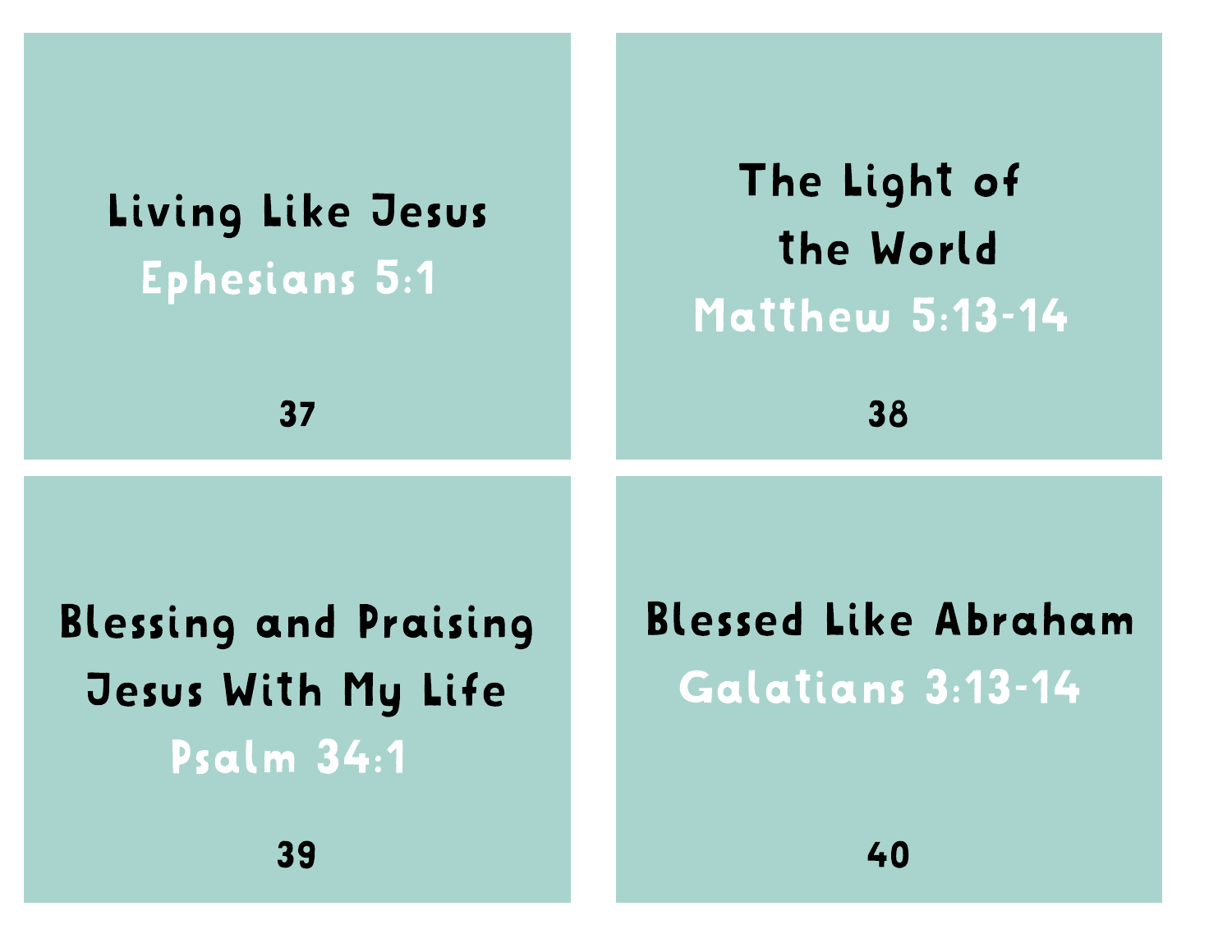**Living Like Jesus**

Ephesians 5:1

37

**The Light of the World**

Matthew 5:13-14

38

**Blessing and Praising Jesus With My Life**

Psalm 34:1

39

**Blessed Like Abraham**

Galatians 3:13-14

40